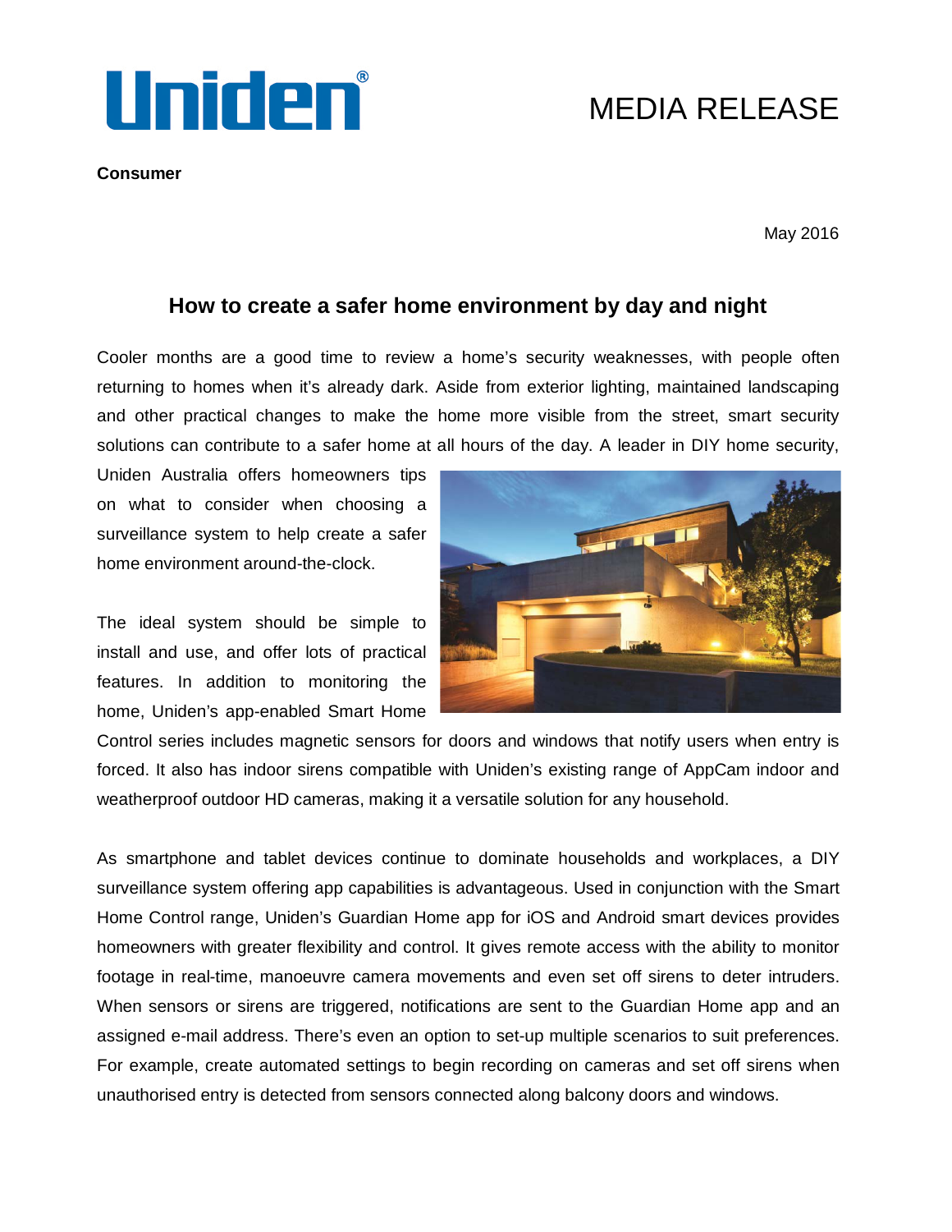Uniden®

MEDIA RELEASE

**Consumer**

May 2016

## How to create a safer home environment by day and night

Cooler months are a good time to review a home's security weaknesses, with people often returning to homes when it's already dark. Aside from exterior lighting, maintained landscaping and other practical changes to make the home more visible from the street, smart security solutions can contribute to a safer home at all hours of the day. A leader in DIY home security, Uniden Australia offers homeowners tips on what to consider when choosing a surveillance system to help create a safer home environment around-the-clock.

The ideal system should be simple to install and use, and offer lots of practical features. In addition to monitoring the home, Uniden's app-enabled Smart Home Control series includes magnetic sensors for doors and windows that notify users when entry is forced. It also has indoor sirens compatible with Uniden's existing range of AppCam indoor and weatherproof outdoor HD cameras, making it a versatile solution for any household.

As smartphone and tablet devices continue to dominate households and workplaces, a DIY surveillance system offering app capabilities is advantageous. Used in conjunction with the Smart Home Control range, Uniden's Guardian Home app for iOS and Android smart devices provides homeowners with greater flexibility and control. It gives remote access with the ability to monitor footage in real-time, manoeuvre camera movements and even set off sirens to deter intruders. When sensors or sirens are triggered, notifications are sent to the Guardian Home app and an assigned e-mail address. There's even an option to set-up multiple scenarios to suit preferences. For example, create automated settings to begin recording on cameras and set off sirens when unauthorised entry is detected from sensors connected along balcony doors and windows.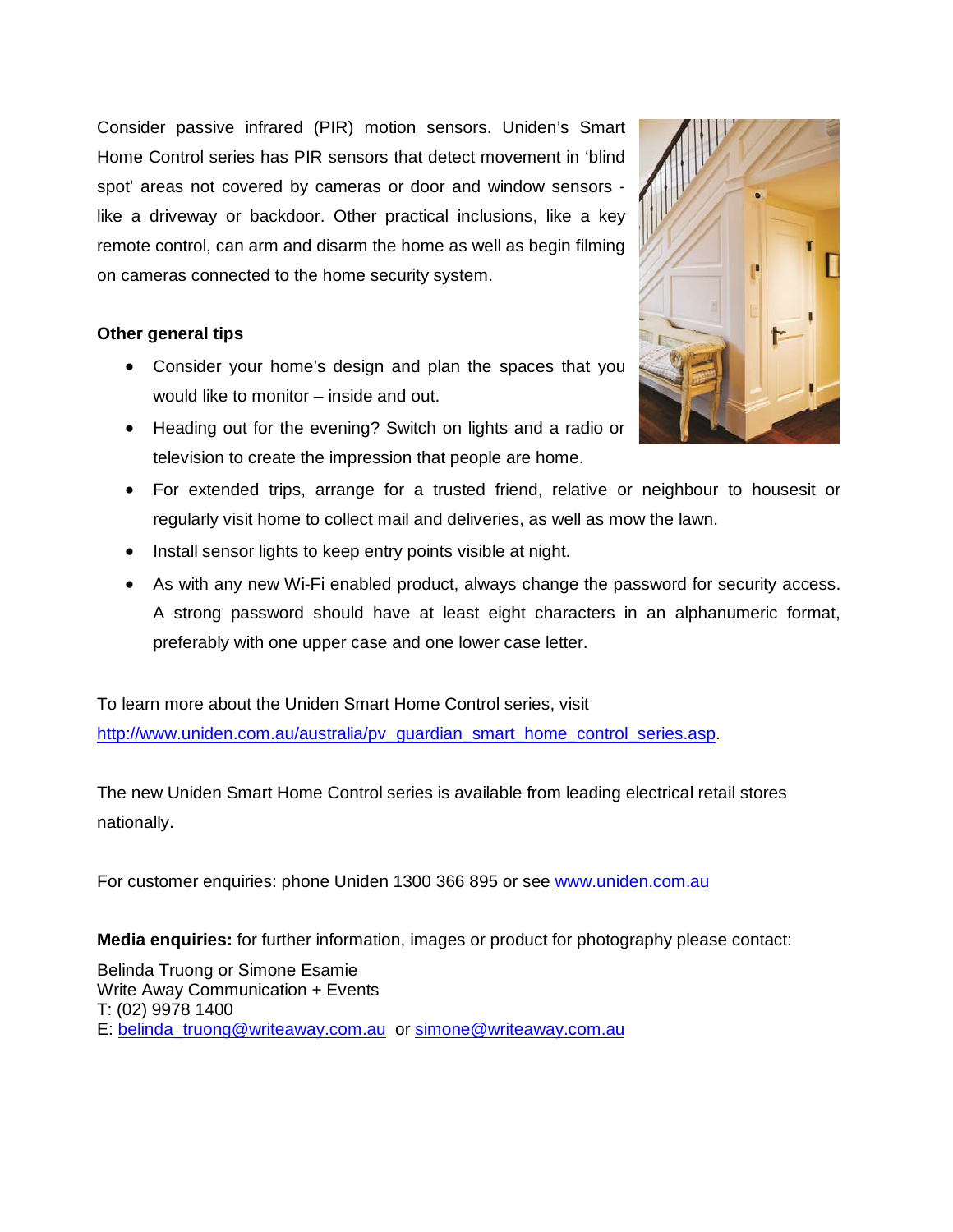Consider passive infrared (PIR) motion sensors. Uniden's Smart Home Control series has PIR sensors that detect movement in 'blind spot' areas not covered by cameras or door and window sensors - like a driveway or backdoor. Other practical inclusions, like a key remote control, can arm and disarm the home as well as begin filming on cameras connected to the home security system.

**Other general tips**

- Consider your home's design and plan the spaces that you would like to monitor – inside and out.
- Heading out for the evening? Switch on lights and a radio or television to create the impression that people are home.
- For extended trips, arrange for a trusted friend, relative or neighbour to housesit or regularly visit home to collect mail and deliveries, as well as mow the lawn.
- Install sensor lights to keep entry points visible at night.
- As with any new Wi-Fi enabled product, always change the password for security access. A strong password should have at least eight characters in an alphanumeric format, preferably with one upper case and one lower case letter.

To learn more about the Uniden Smart Home Control series, visit http://www.uniden.com.au/australia/pv_guardian_smart_home_control_series.asp.

The new Uniden Smart Home Control series is available from leading electrical retail stores nationally.

For customer enquiries: phone Uniden 1300 366 895 or see www.uniden.com.au

**Media enquiries:** for further information, images or product for photography please contact:

Belinda Truong or Simone Esamie
Write Away Communication + Events
T: (02) 9978 1400
E: belinda_truong@writeaway.com.au or simone@writeaway.com.au